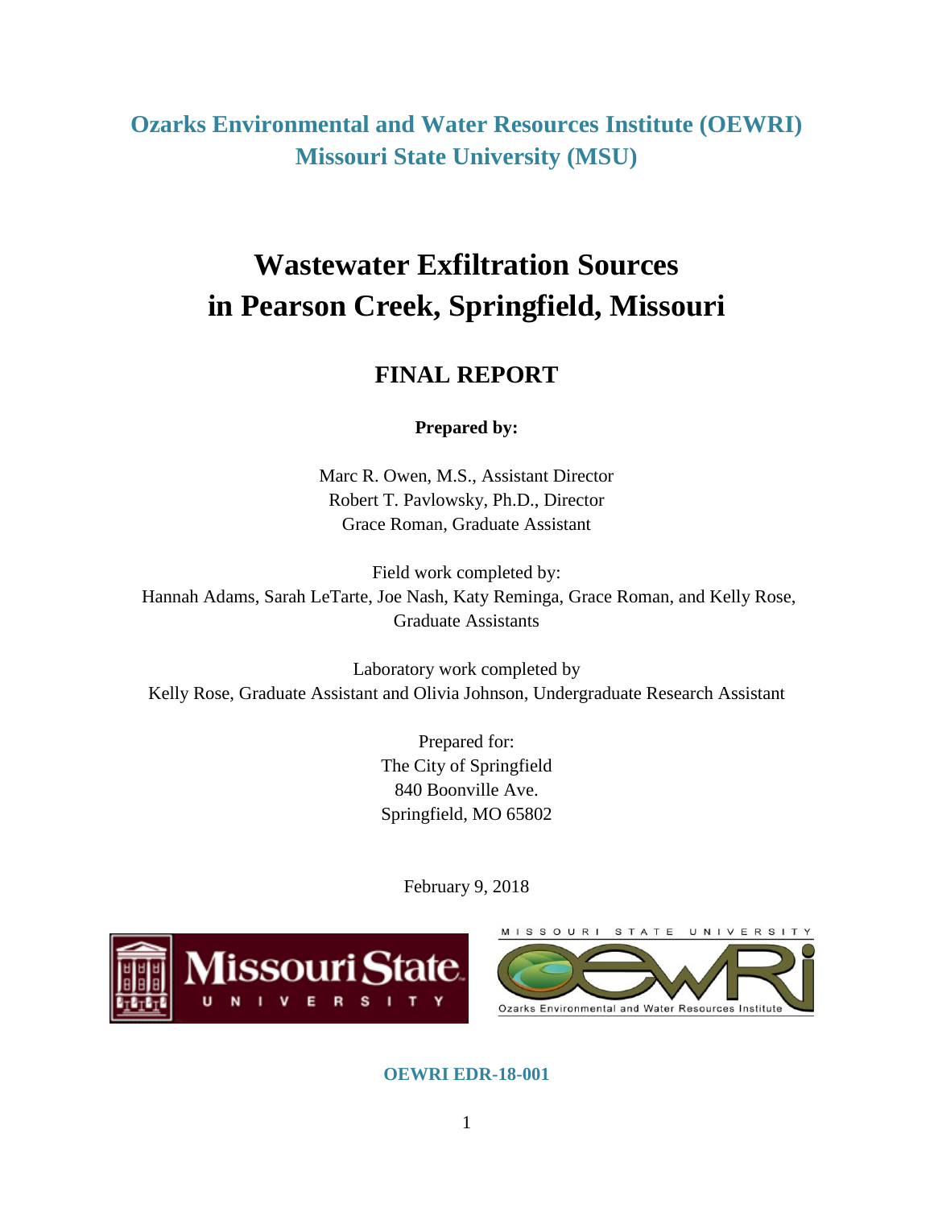**Ozarks Environmental and Water Resources Institute (OEWRI)**
**Missouri State University (MSU)**

# Wastewater Exfiltration Sources in Pearson Creek, Springfield, Missouri

## FINAL REPORT

**Prepared by:**

Marc R. Owen, M.S., Assistant Director
Robert T. Pavlowsky, Ph.D., Director
Grace Roman, Graduate Assistant

Field work completed by:
Hannah Adams, Sarah LeTarte, Joe Nash, Katy Reminga, Grace Roman, and Kelly Rose, Graduate Assistants

Laboratory work completed by
Kelly Rose, Graduate Assistant and Olivia Johnson, Undergraduate Research Assistant

Prepared for:
The City of Springfield
840 Boonville Ave.
Springfield, MO 65802

February 9, 2018

**OEWRI EDR-18-001**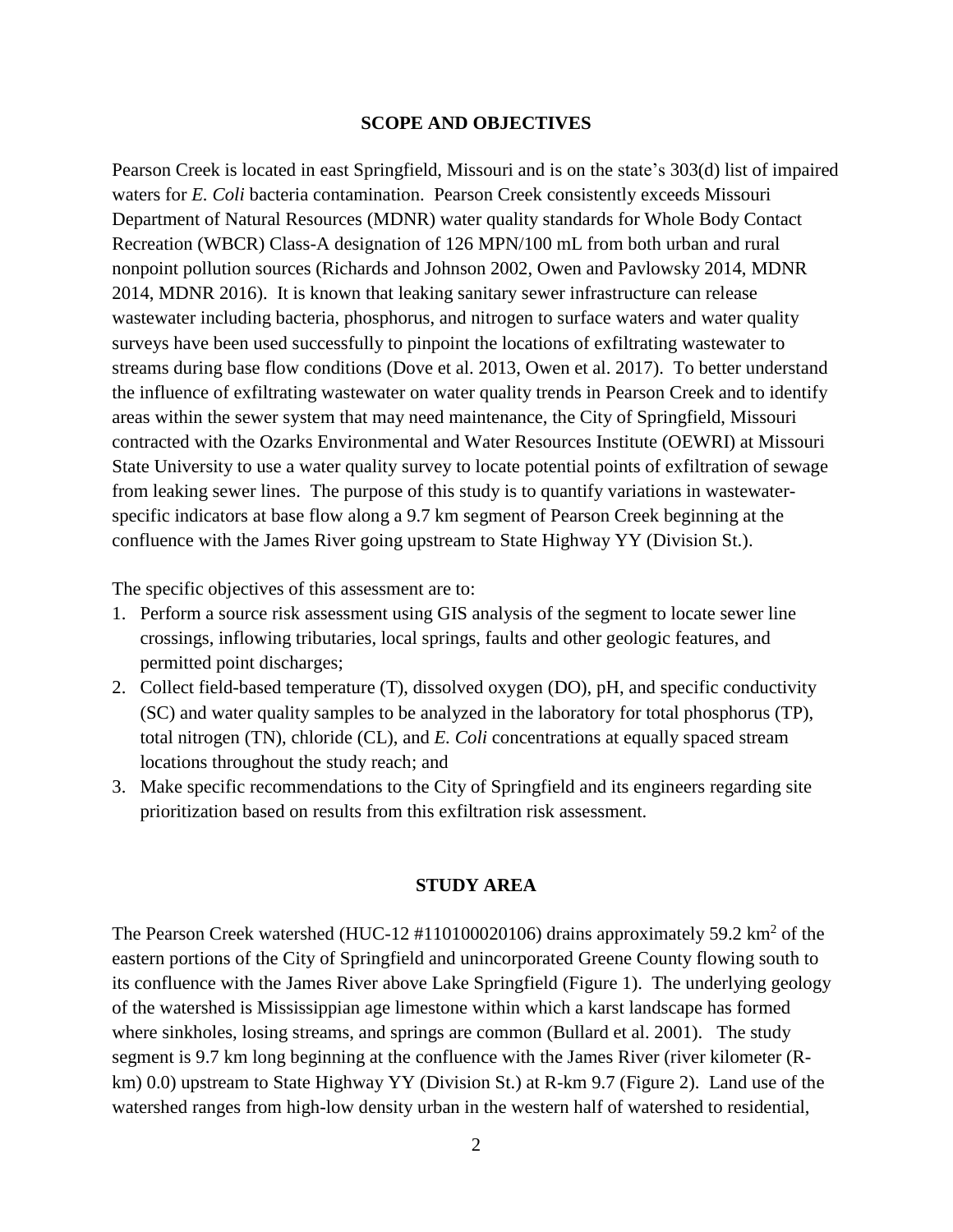## SCOPE AND OBJECTIVES

Pearson Creek is located in east Springfield, Missouri and is on the state's 303(d) list of impaired waters for *E. Coli* bacteria contamination. Pearson Creek consistently exceeds Missouri Department of Natural Resources (MDNR) water quality standards for Whole Body Contact Recreation (WBCR) Class-A designation of 126 MPN/100 mL from both urban and rural nonpoint pollution sources (Richards and Johnson 2002, Owen and Pavlowsky 2014, MDNR 2014, MDNR 2016). It is known that leaking sanitary sewer infrastructure can release wastewater including bacteria, phosphorus, and nitrogen to surface waters and water quality surveys have been used successfully to pinpoint the locations of exfiltrating wastewater to streams during base flow conditions (Dove et al. 2013, Owen et al. 2017). To better understand the influence of exfiltrating wastewater on water quality trends in Pearson Creek and to identify areas within the sewer system that may need maintenance, the City of Springfield, Missouri contracted with the Ozarks Environmental and Water Resources Institute (OEWRI) at Missouri State University to use a water quality survey to locate potential points of exfiltration of sewage from leaking sewer lines. The purpose of this study is to quantify variations in wastewater-specific indicators at base flow along a 9.7 km segment of Pearson Creek beginning at the confluence with the James River going upstream to State Highway YY (Division St.).

The specific objectives of this assessment are to:

1. Perform a source risk assessment using GIS analysis of the segment to locate sewer line crossings, inflowing tributaries, local springs, faults and other geologic features, and permitted point discharges;
2. Collect field-based temperature (T), dissolved oxygen (DO), pH, and specific conductivity (SC) and water quality samples to be analyzed in the laboratory for total phosphorus (TP), total nitrogen (TN), chloride (CL), and *E. Coli* concentrations at equally spaced stream locations throughout the study reach; and
3. Make specific recommendations to the City of Springfield and its engineers regarding site prioritization based on results from this exfiltration risk assessment.

## STUDY AREA

The Pearson Creek watershed (HUC-12 #110100020106) drains approximately 59.2 $km^2$ of the eastern portions of the City of Springfield and unincorporated Greene County flowing south to its confluence with the James River above Lake Springfield (Figure 1). The underlying geology of the watershed is Mississippian age limestone within which a karst landscape has formed where sinkholes, losing streams, and springs are common (Bullard et al. 2001). The study segment is 9.7 km long beginning at the confluence with the James River (river kilometer (R-km) 0.0) upstream to State Highway YY (Division St.) at R-km 9.7 (Figure 2). Land use of the watershed ranges from high-low density urban in the western half of watershed to residential,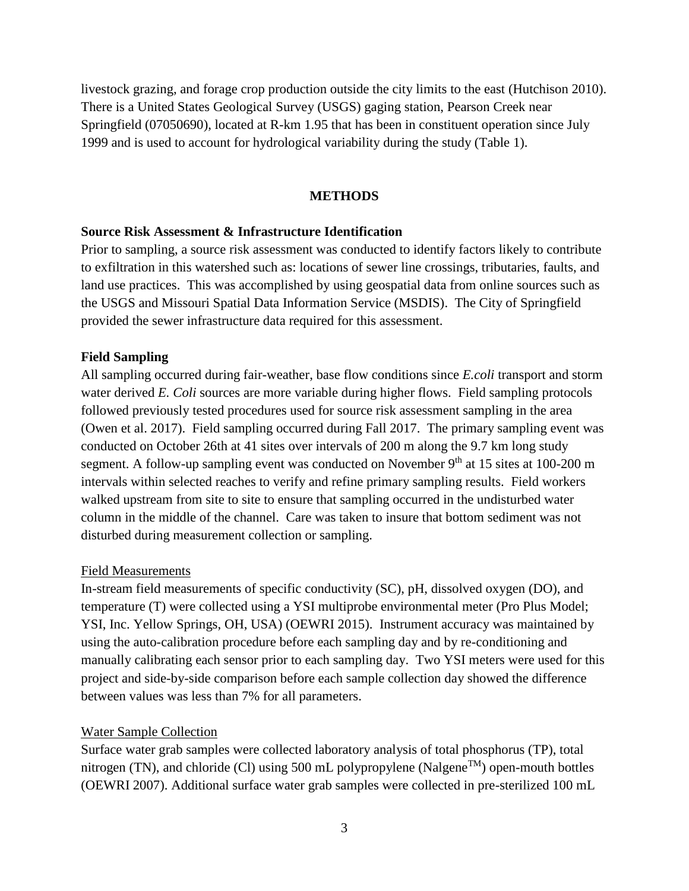livestock grazing, and forage crop production outside the city limits to the east (Hutchison 2010). There is a United States Geological Survey (USGS) gaging station, Pearson Creek near Springfield (07050690), located at R-km 1.95 that has been in constituent operation since July 1999 and is used to account for hydrological variability during the study (Table 1).

## METHODS

### Source Risk Assessment & Infrastructure Identification

Prior to sampling, a source risk assessment was conducted to identify factors likely to contribute to exfiltration in this watershed such as: locations of sewer line crossings, tributaries, faults, and land use practices. This was accomplished by using geospatial data from online sources such as the USGS and Missouri Spatial Data Information Service (MSDIS). The City of Springfield provided the sewer infrastructure data required for this assessment.

### Field Sampling

All sampling occurred during fair-weather, base flow conditions since *E.coli* transport and storm water derived *E. Coli* sources are more variable during higher flows. Field sampling protocols followed previously tested procedures used for source risk assessment sampling in the area (Owen et al. 2017). Field sampling occurred during Fall 2017. The primary sampling event was conducted on October 26th at 41 sites over intervals of 200 m along the 9.7 km long study segment. A follow-up sampling event was conducted on November 9th at 15 sites at 100-200 m intervals within selected reaches to verify and refine primary sampling results. Field workers walked upstream from site to site to ensure that sampling occurred in the undisturbed water column in the middle of the channel. Care was taken to insure that bottom sediment was not disturbed during measurement collection or sampling.

#### Field Measurements

In-stream field measurements of specific conductivity (SC), pH, dissolved oxygen (DO), and temperature (T) were collected using a YSI multiprobe environmental meter (Pro Plus Model; YSI, Inc. Yellow Springs, OH, USA) (OEWRI 2015). Instrument accuracy was maintained by using the auto-calibration procedure before each sampling day and by re-conditioning and manually calibrating each sensor prior to each sampling day. Two YSI meters were used for this project and side-by-side comparison before each sample collection day showed the difference between values was less than 7% for all parameters.

#### Water Sample Collection

Surface water grab samples were collected laboratory analysis of total phosphorus (TP), total nitrogen (TN), and chloride (Cl) using 500 mL polypropylene (Nalgene™) open-mouth bottles (OEWRI 2007). Additional surface water grab samples were collected in pre-sterilized 100 mL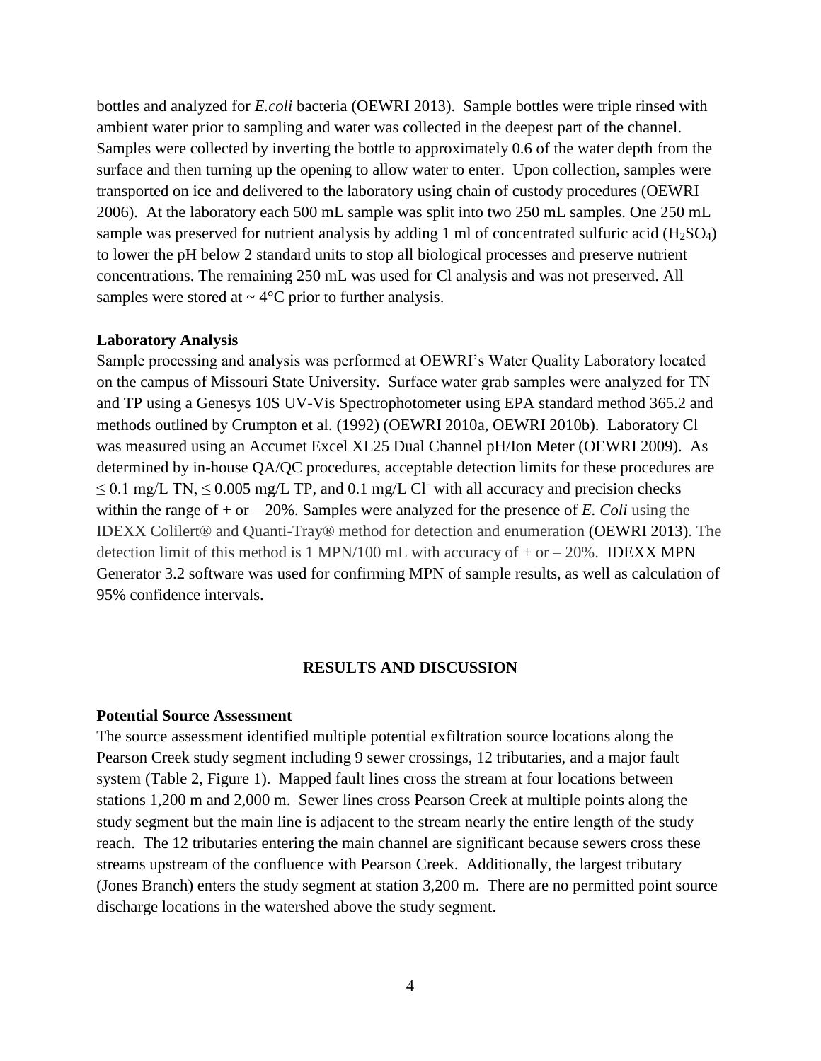bottles and analyzed for *E.coli* bacteria (OEWRI 2013). Sample bottles were triple rinsed with ambient water prior to sampling and water was collected in the deepest part of the channel. Samples were collected by inverting the bottle to approximately 0.6 of the water depth from the surface and then turning up the opening to allow water to enter. Upon collection, samples were transported on ice and delivered to the laboratory using chain of custody procedures (OEWRI 2006). At the laboratory each 500 mL sample was split into two 250 mL samples. One 250 mL sample was preserved for nutrient analysis by adding 1 ml of concentrated sulfuric acid ($H_2SO_4$) to lower the pH below 2 standard units to stop all biological processes and preserve nutrient concentrations. The remaining 250 mL was used for Cl analysis and was not preserved. All samples were stored at ~ 4°C prior to further analysis.

**Laboratory Analysis**

Sample processing and analysis was performed at OEWRI's Water Quality Laboratory located on the campus of Missouri State University. Surface water grab samples were analyzed for TN and TP using a Genesys 10S UV-Vis Spectrophotometer using EPA standard method 365.2 and methods outlined by Crumpton et al. (1992) (OEWRI 2010a, OEWRI 2010b). Laboratory Cl was measured using an Accumet Excel XL25 Dual Channel pH/Ion Meter (OEWRI 2009). As determined by in-house QA/QC procedures, acceptable detection limits for these procedures are $\leq$ 0.1 mg/L TN, $\leq$ 0.005 mg/L TP, and 0.1 mg/L $Cl^-$ with all accuracy and precision checks within the range of + or – 20%. Samples were analyzed for the presence of *E. Coli* using the IDEXX Colilert® and Quanti-Tray® method for detection and enumeration (OEWRI 2013). The detection limit of this method is 1 MPN/100 mL with accuracy of + or – 20%. IDEXX MPN Generator 3.2 software was used for confirming MPN of sample results, as well as calculation of 95% confidence intervals.

## RESULTS AND DISCUSSION

**Potential Source Assessment**

The source assessment identified multiple potential exfiltration source locations along the Pearson Creek study segment including 9 sewer crossings, 12 tributaries, and a major fault system (Table 2, Figure 1). Mapped fault lines cross the stream at four locations between stations 1,200 m and 2,000 m. Sewer lines cross Pearson Creek at multiple points along the study segment but the main line is adjacent to the stream nearly the entire length of the study reach. The 12 tributaries entering the main channel are significant because sewers cross these streams upstream of the confluence with Pearson Creek. Additionally, the largest tributary (Jones Branch) enters the study segment at station 3,200 m. There are no permitted point source discharge locations in the watershed above the study segment.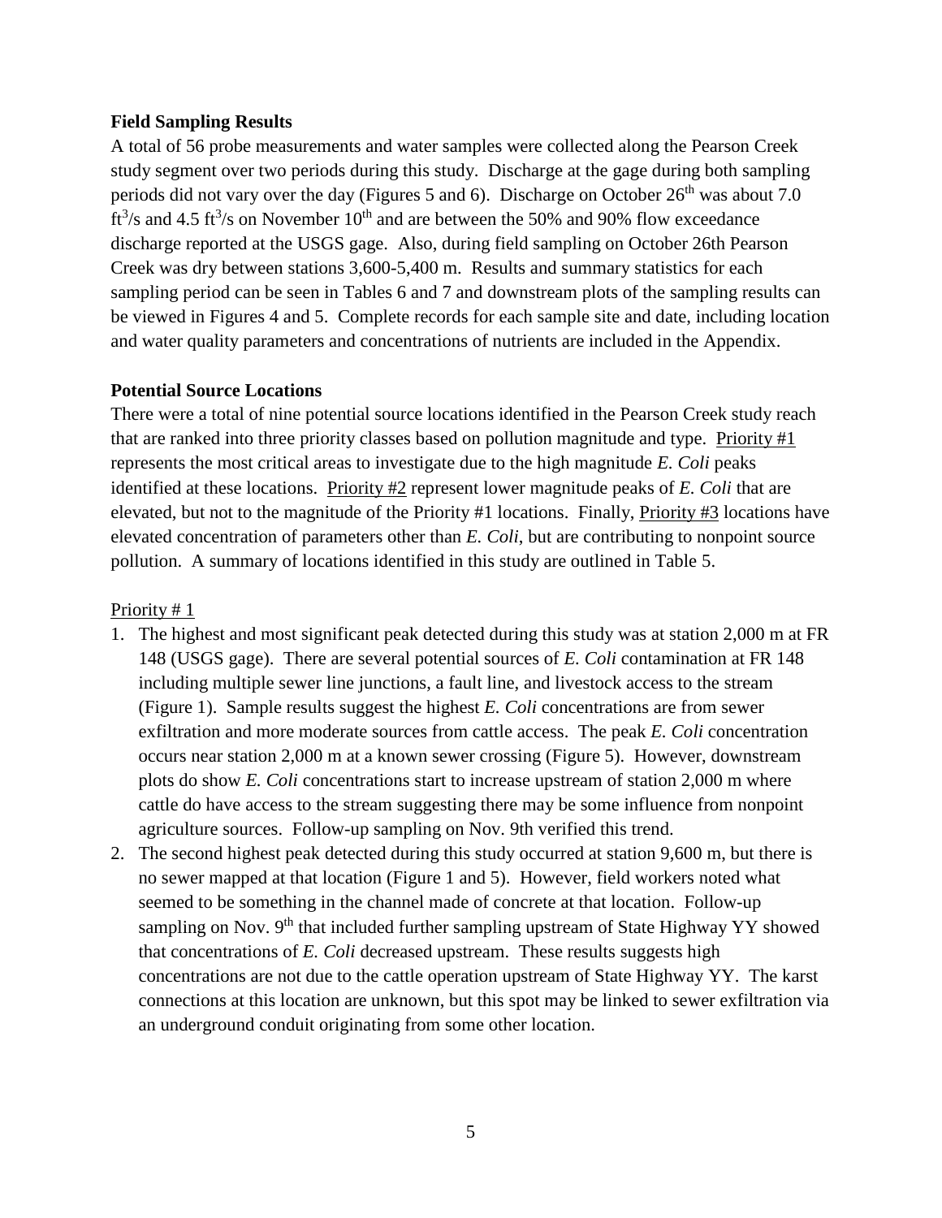**Field Sampling Results**

A total of 56 probe measurements and water samples were collected along the Pearson Creek study segment over two periods during this study. Discharge at the gage during both sampling periods did not vary over the day (Figures 5 and 6). Discharge on October 26th was about 7.0 $ft^3$/s and 4.5 $ft^3$/s on November 10th and are between the 50% and 90% flow exceedance discharge reported at the USGS gage. Also, during field sampling on October 26th Pearson Creek was dry between stations 3,600-5,400 m. Results and summary statistics for each sampling period can be seen in Tables 6 and 7 and downstream plots of the sampling results can be viewed in Figures 4 and 5. Complete records for each sample site and date, including location and water quality parameters and concentrations of nutrients are included in the Appendix.

**Potential Source Locations**

There were a total of nine potential source locations identified in the Pearson Creek study reach that are ranked into three priority classes based on pollution magnitude and type. Priority #1 represents the most critical areas to investigate due to the high magnitude *E. Coli* peaks identified at these locations. Priority #2 represent lower magnitude peaks of *E. Coli* that are elevated, but not to the magnitude of the Priority #1 locations. Finally, Priority #3 locations have elevated concentration of parameters other than *E. Coli*, but are contributing to nonpoint source pollution. A summary of locations identified in this study are outlined in Table 5.

Priority # 1

1. The highest and most significant peak detected during this study was at station 2,000 m at FR 148 (USGS gage). There are several potential sources of *E. Coli* contamination at FR 148 including multiple sewer line junctions, a fault line, and livestock access to the stream (Figure 1). Sample results suggest the highest *E. Coli* concentrations are from sewer exfiltration and more moderate sources from cattle access. The peak *E. Coli* concentration occurs near station 2,000 m at a known sewer crossing (Figure 5). However, downstream plots do show *E. Coli* concentrations start to increase upstream of station 2,000 m where cattle do have access to the stream suggesting there may be some influence from nonpoint agriculture sources. Follow-up sampling on Nov. 9th verified this trend.
2. The second highest peak detected during this study occurred at station 9,600 m, but there is no sewer mapped at that location (Figure 1 and 5). However, field workers noted what seemed to be something in the channel made of concrete at that location. Follow-up sampling on Nov. 9th that included further sampling upstream of State Highway YY showed that concentrations of *E. Coli* decreased upstream. These results suggests high concentrations are not due to the cattle operation upstream of State Highway YY. The karst connections at this location are unknown, but this spot may be linked to sewer exfiltration via an underground conduit originating from some other location.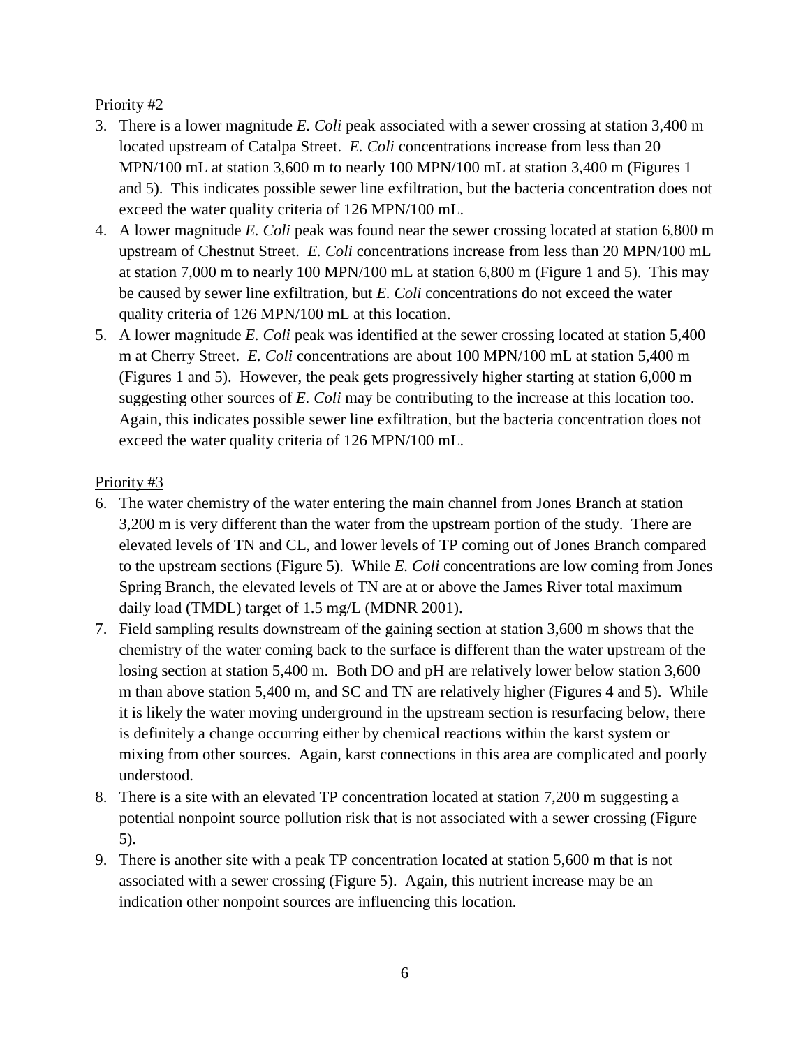<u>Priority #2</u>

3. There is a lower magnitude *E. Coli* peak associated with a sewer crossing at station 3,400 m located upstream of Catalpa Street. *E. Coli* concentrations increase from less than 20 MPN/100 mL at station 3,600 m to nearly 100 MPN/100 mL at station 3,400 m (Figures 1 and 5). This indicates possible sewer line exfiltration, but the bacteria concentration does not exceed the water quality criteria of 126 MPN/100 mL.
4. A lower magnitude *E. Coli* peak was found near the sewer crossing located at station 6,800 m upstream of Chestnut Street. *E. Coli* concentrations increase from less than 20 MPN/100 mL at station 7,000 m to nearly 100 MPN/100 mL at station 6,800 m (Figure 1 and 5). This may be caused by sewer line exfiltration, but *E. Coli* concentrations do not exceed the water quality criteria of 126 MPN/100 mL at this location.
5. A lower magnitude *E. Coli* peak was identified at the sewer crossing located at station 5,400 m at Cherry Street. *E. Coli* concentrations are about 100 MPN/100 mL at station 5,400 m (Figures 1 and 5). However, the peak gets progressively higher starting at station 6,000 m suggesting other sources of *E. Coli* may be contributing to the increase at this location too. Again, this indicates possible sewer line exfiltration, but the bacteria concentration does not exceed the water quality criteria of 126 MPN/100 mL.

<u>Priority #3</u>

6. The water chemistry of the water entering the main channel from Jones Branch at station 3,200 m is very different than the water from the upstream portion of the study. There are elevated levels of TN and CL, and lower levels of TP coming out of Jones Branch compared to the upstream sections (Figure 5). While *E. Coli* concentrations are low coming from Jones Spring Branch, the elevated levels of TN are at or above the James River total maximum daily load (TMDL) target of 1.5 mg/L (MDNR 2001).
7. Field sampling results downstream of the gaining section at station 3,600 m shows that the chemistry of the water coming back to the surface is different than the water upstream of the losing section at station 5,400 m. Both DO and pH are relatively lower below station 3,600 m than above station 5,400 m, and SC and TN are relatively higher (Figures 4 and 5). While it is likely the water moving underground in the upstream section is resurfacing below, there is definitely a change occurring either by chemical reactions within the karst system or mixing from other sources. Again, karst connections in this area are complicated and poorly understood.
8. There is a site with an elevated TP concentration located at station 7,200 m suggesting a potential nonpoint source pollution risk that is not associated with a sewer crossing (Figure 5).
9. There is another site with a peak TP concentration located at station 5,600 m that is not associated with a sewer crossing (Figure 5). Again, this nutrient increase may be an indication other nonpoint sources are influencing this location.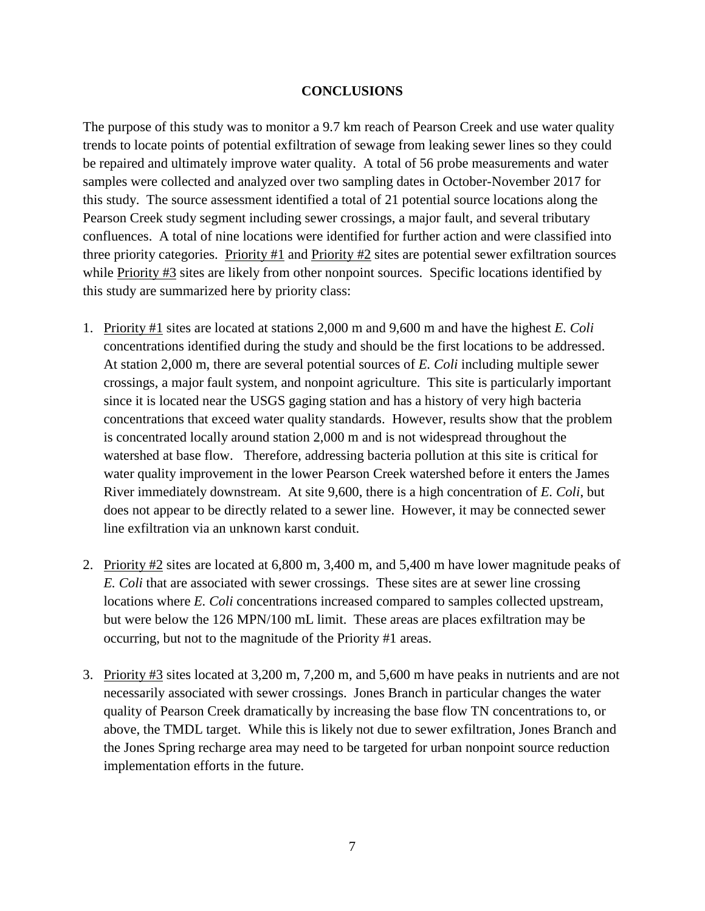## CONCLUSIONS

The purpose of this study was to monitor a 9.7 km reach of Pearson Creek and use water quality trends to locate points of potential exfiltration of sewage from leaking sewer lines so they could be repaired and ultimately improve water quality. A total of 56 probe measurements and water samples were collected and analyzed over two sampling dates in October-November 2017 for this study. The source assessment identified a total of 21 potential source locations along the Pearson Creek study segment including sewer crossings, a major fault, and several tributary confluences. A total of nine locations were identified for further action and were classified into three priority categories. Priority #1 and Priority #2 sites are potential sewer exfiltration sources while Priority #3 sites are likely from other nonpoint sources. Specific locations identified by this study are summarized here by priority class:

1. Priority #1 sites are located at stations 2,000 m and 9,600 m and have the highest *E. Coli* concentrations identified during the study and should be the first locations to be addressed. At station 2,000 m, there are several potential sources of *E. Coli* including multiple sewer crossings, a major fault system, and nonpoint agriculture. This site is particularly important since it is located near the USGS gaging station and has a history of very high bacteria concentrations that exceed water quality standards. However, results show that the problem is concentrated locally around station 2,000 m and is not widespread throughout the watershed at base flow. Therefore, addressing bacteria pollution at this site is critical for water quality improvement in the lower Pearson Creek watershed before it enters the James River immediately downstream. At site 9,600, there is a high concentration of *E. Coli*, but does not appear to be directly related to a sewer line. However, it may be connected sewer line exfiltration via an unknown karst conduit.

2. Priority #2 sites are located at 6,800 m, 3,400 m, and 5,400 m have lower magnitude peaks of *E. Coli* that are associated with sewer crossings. These sites are at sewer line crossing locations where *E. Coli* concentrations increased compared to samples collected upstream, but were below the 126 MPN/100 mL limit. These areas are places exfiltration may be occurring, but not to the magnitude of the Priority #1 areas.

3. Priority #3 sites located at 3,200 m, 7,200 m, and 5,600 m have peaks in nutrients and are not necessarily associated with sewer crossings. Jones Branch in particular changes the water quality of Pearson Creek dramatically by increasing the base flow TN concentrations to, or above, the TMDL target. While this is likely not due to sewer exfiltration, Jones Branch and the Jones Spring recharge area may need to be targeted for urban nonpoint source reduction implementation efforts in the future.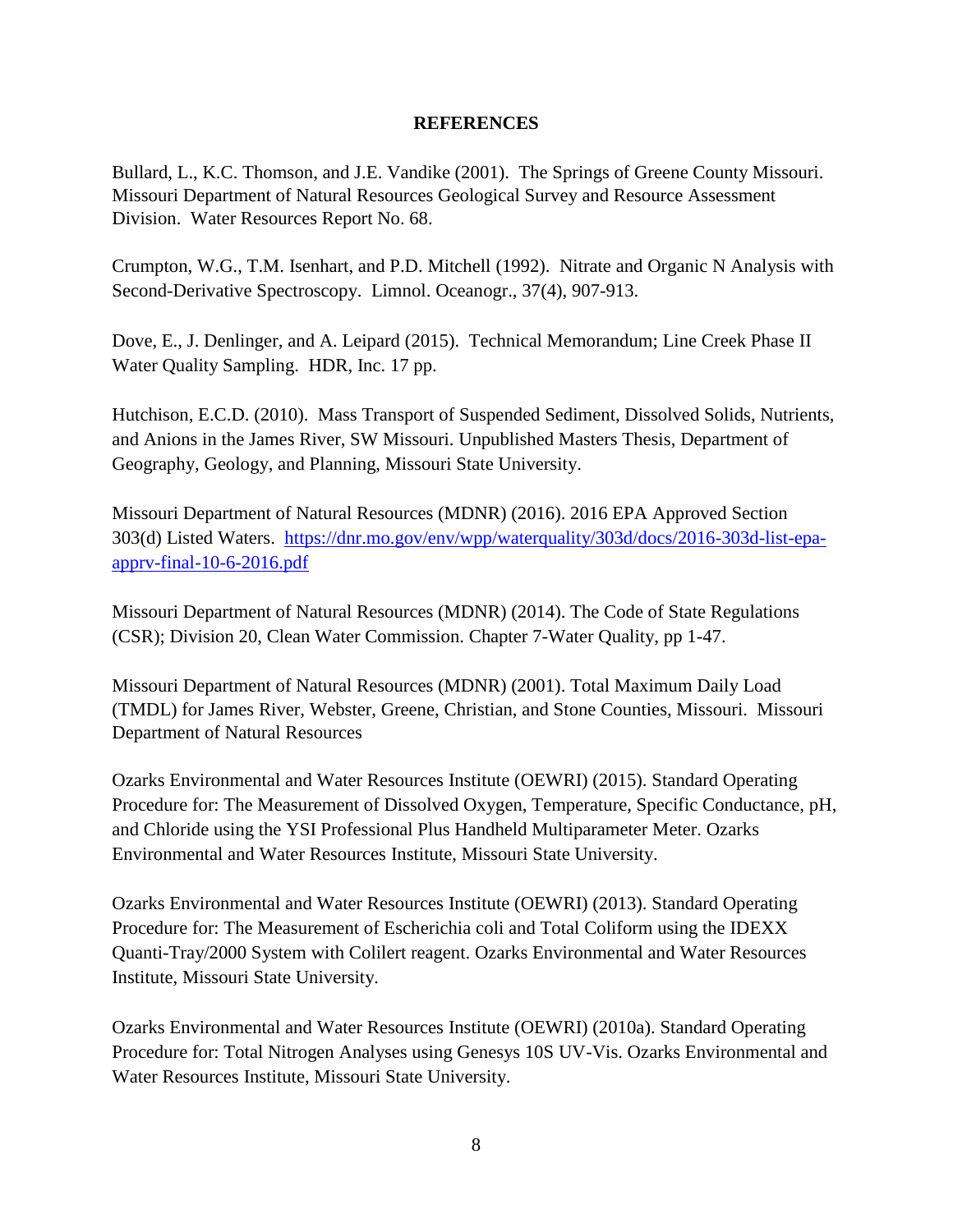## REFERENCES

Bullard, L., K.C. Thomson, and J.E. Vandike (2001). The Springs of Greene County Missouri. Missouri Department of Natural Resources Geological Survey and Resource Assessment Division. Water Resources Report No. 68.

Crumpton, W.G., T.M. Isenhart, and P.D. Mitchell (1992). Nitrate and Organic N Analysis with Second-Derivative Spectroscopy. Limnol. Oceanogr., 37(4), 907-913.

Dove, E., J. Denlinger, and A. Leipard (2015). Technical Memorandum; Line Creek Phase II Water Quality Sampling. HDR, Inc. 17 pp.

Hutchison, E.C.D. (2010). Mass Transport of Suspended Sediment, Dissolved Solids, Nutrients, and Anions in the James River, SW Missouri. Unpublished Masters Thesis, Department of Geography, Geology, and Planning, Missouri State University.

Missouri Department of Natural Resources (MDNR) (2016). 2016 EPA Approved Section 303(d) Listed Waters. https://dnr.mo.gov/env/wpp/waterquality/303d/docs/2016-303d-list-epa-apprv-final-10-6-2016.pdf

Missouri Department of Natural Resources (MDNR) (2014). The Code of State Regulations (CSR); Division 20, Clean Water Commission. Chapter 7-Water Quality, pp 1-47.

Missouri Department of Natural Resources (MDNR) (2001). Total Maximum Daily Load (TMDL) for James River, Webster, Greene, Christian, and Stone Counties, Missouri. Missouri Department of Natural Resources

Ozarks Environmental and Water Resources Institute (OEWRI) (2015). Standard Operating Procedure for: The Measurement of Dissolved Oxygen, Temperature, Specific Conductance, pH, and Chloride using the YSI Professional Plus Handheld Multiparameter Meter. Ozarks Environmental and Water Resources Institute, Missouri State University.

Ozarks Environmental and Water Resources Institute (OEWRI) (2013). Standard Operating Procedure for: The Measurement of Escherichia coli and Total Coliform using the IDEXX Quanti-Tray/2000 System with Colilert reagent. Ozarks Environmental and Water Resources Institute, Missouri State University.

Ozarks Environmental and Water Resources Institute (OEWRI) (2010a). Standard Operating Procedure for: Total Nitrogen Analyses using Genesys 10S UV-Vis. Ozarks Environmental and Water Resources Institute, Missouri State University.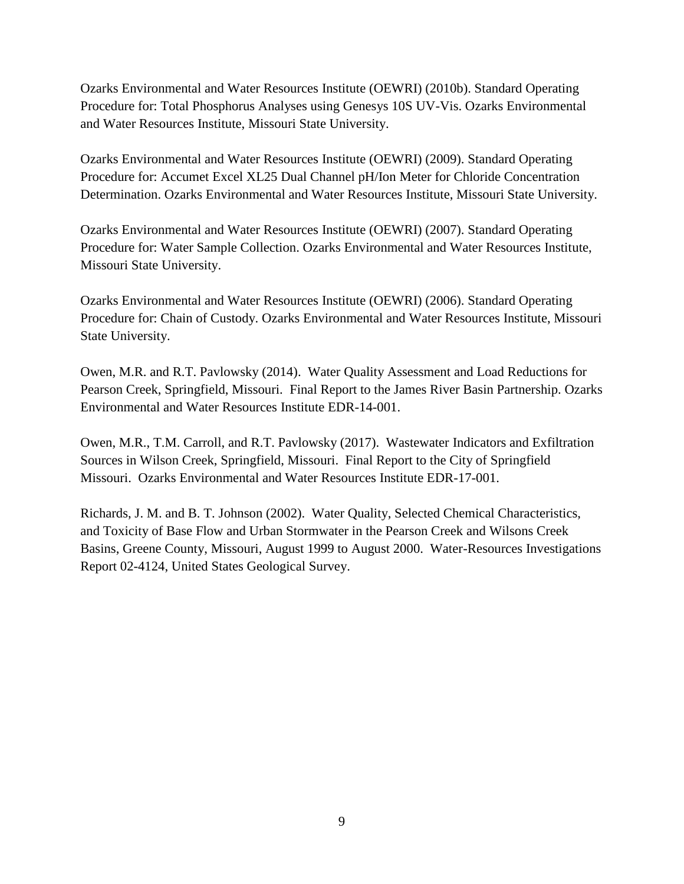Ozarks Environmental and Water Resources Institute (OEWRI) (2010b). Standard Operating Procedure for: Total Phosphorus Analyses using Genesys 10S UV-Vis. Ozarks Environmental and Water Resources Institute, Missouri State University.

Ozarks Environmental and Water Resources Institute (OEWRI) (2009). Standard Operating Procedure for: Accumet Excel XL25 Dual Channel pH/Ion Meter for Chloride Concentration Determination. Ozarks Environmental and Water Resources Institute, Missouri State University.

Ozarks Environmental and Water Resources Institute (OEWRI) (2007). Standard Operating Procedure for: Water Sample Collection. Ozarks Environmental and Water Resources Institute, Missouri State University.

Ozarks Environmental and Water Resources Institute (OEWRI) (2006). Standard Operating Procedure for: Chain of Custody. Ozarks Environmental and Water Resources Institute, Missouri State University.

Owen, M.R. and R.T. Pavlowsky (2014). Water Quality Assessment and Load Reductions for Pearson Creek, Springfield, Missouri. Final Report to the James River Basin Partnership. Ozarks Environmental and Water Resources Institute EDR-14-001.

Owen, M.R., T.M. Carroll, and R.T. Pavlowsky (2017). Wastewater Indicators and Exfiltration Sources in Wilson Creek, Springfield, Missouri. Final Report to the City of Springfield Missouri. Ozarks Environmental and Water Resources Institute EDR-17-001.

Richards, J. M. and B. T. Johnson (2002). Water Quality, Selected Chemical Characteristics, and Toxicity of Base Flow and Urban Stormwater in the Pearson Creek and Wilsons Creek Basins, Greene County, Missouri, August 1999 to August 2000. Water-Resources Investigations Report 02-4124, United States Geological Survey.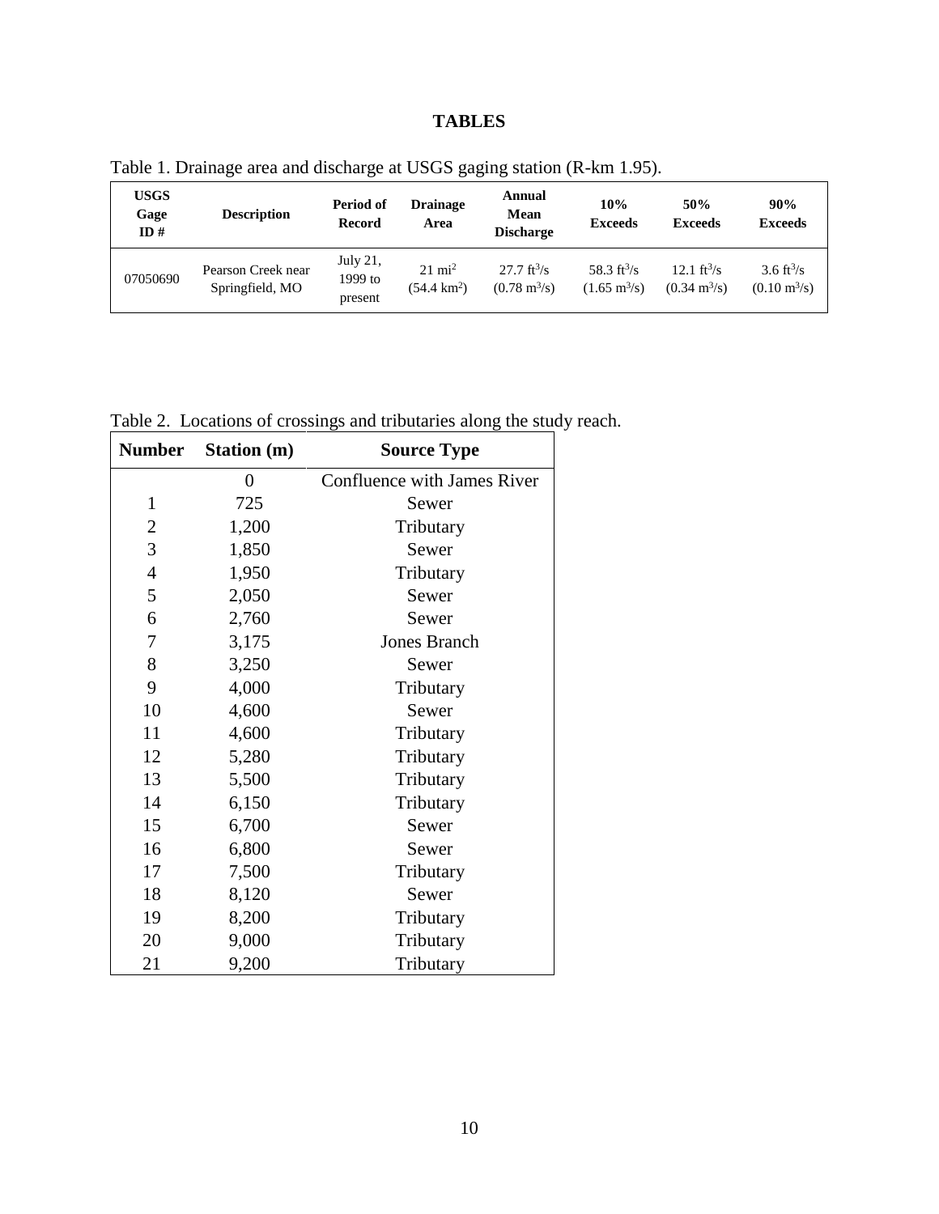# TABLES

Table 1. Drainage area and discharge at USGS gaging station (R-km 1.95).

| USGS Gage ID # | Description | Period of Record | Drainage Area | Annual Mean Discharge | 10% Exceeds | 50% Exceeds | 90% Exceeds |
|---|---|---|---|---|---|---|---|
| 07050690 | Pearson Creek near Springfield, MO | July 21, 1999 to present | 21 $mi^2$ (54.4 $km^2$) | 27.7 $ft^3/s$ (0.78 $m^3/s$) | 58.3 $ft^3/s$ (1.65 $m^3/s$) | 12.1 $ft^3/s$ (0.34 $m^3/s$) | 3.6 $ft^3/s$ (0.10 $m^3/s$) |

Table 2. Locations of crossings and tributaries along the study reach.

| Number | Station (m) | Source Type |
|---|---|---|
| | 0 | Confluence with James River |
| 1 | 725 | Sewer |
| 2 | 1,200 | Tributary |
| 3 | 1,850 | Sewer |
| 4 | 1,950 | Tributary |
| 5 | 2,050 | Sewer |
| 6 | 2,760 | Sewer |
| 7 | 3,175 | Jones Branch |
| 8 | 3,250 | Sewer |
| 9 | 4,000 | Tributary |
| 10 | 4,600 | Sewer |
| 11 | 4,600 | Tributary |
| 12 | 5,280 | Tributary |
| 13 | 5,500 | Tributary |
| 14 | 6,150 | Tributary |
| 15 | 6,700 | Sewer |
| 16 | 6,800 | Sewer |
| 17 | 7,500 | Tributary |
| 18 | 8,120 | Sewer |
| 19 | 8,200 | Tributary |
| 20 | 9,000 | Tributary |
| 21 | 9,200 | Tributary |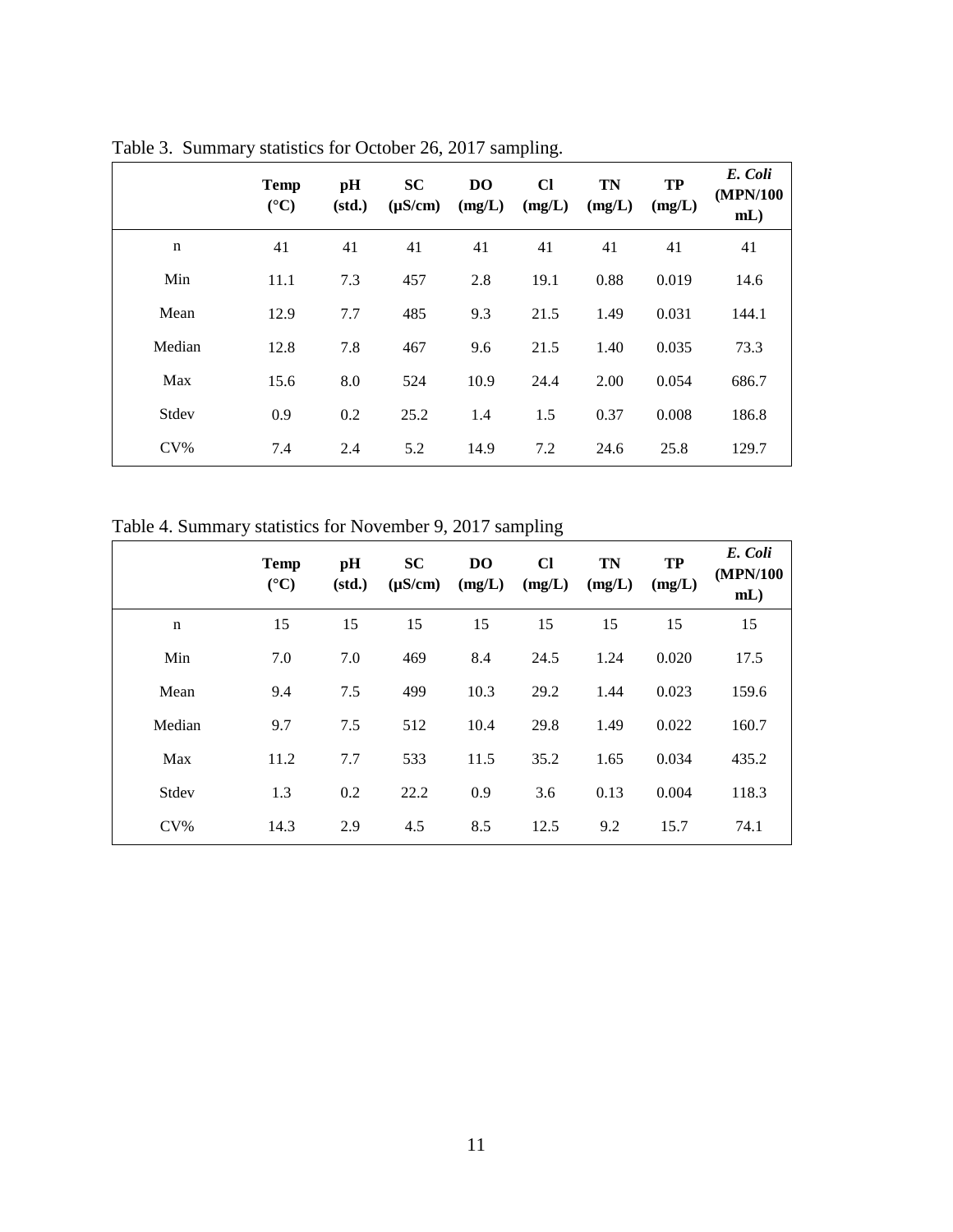Table 3. Summary statistics for October 26, 2017 sampling.

| | **Temp (°C)** | **pH (std.)** | **SC (μS/cm)** | **DO (mg/L)** | **Cl (mg/L)** | **TN (mg/L)** | **TP (mg/L)** | ***E. Coli* (MPN/100 mL)** |
|---|---|---|---|---|---|---|---|---|
| n | 41 | 41 | 41 | 41 | 41 | 41 | 41 | 41 |
| Min | 11.1 | 7.3 | 457 | 2.8 | 19.1 | 0.88 | 0.019 | 14.6 |
| Mean | 12.9 | 7.7 | 485 | 9.3 | 21.5 | 1.49 | 0.031 | 144.1 |
| Median | 12.8 | 7.8 | 467 | 9.6 | 21.5 | 1.40 | 0.035 | 73.3 |
| Max | 15.6 | 8.0 | 524 | 10.9 | 24.4 | 2.00 | 0.054 | 686.7 |
| Stdev | 0.9 | 0.2 | 25.2 | 1.4 | 1.5 | 0.37 | 0.008 | 186.8 |
| CV% | 7.4 | 2.4 | 5.2 | 14.9 | 7.2 | 24.6 | 25.8 | 129.7 |

Table 4. Summary statistics for November 9, 2017 sampling

| | **Temp (°C)** | **pH (std.)** | **SC (μS/cm)** | **DO (mg/L)** | **Cl (mg/L)** | **TN (mg/L)** | **TP (mg/L)** | ***E. Coli* (MPN/100 mL)** |
|---|---|---|---|---|---|---|---|---|
| n | 15 | 15 | 15 | 15 | 15 | 15 | 15 | 15 |
| Min | 7.0 | 7.0 | 469 | 8.4 | 24.5 | 1.24 | 0.020 | 17.5 |
| Mean | 9.4 | 7.5 | 499 | 10.3 | 29.2 | 1.44 | 0.023 | 159.6 |
| Median | 9.7 | 7.5 | 512 | 10.4 | 29.8 | 1.49 | 0.022 | 160.7 |
| Max | 11.2 | 7.7 | 533 | 11.5 | 35.2 | 1.65 | 0.034 | 435.2 |
| Stdev | 1.3 | 0.2 | 22.2 | 0.9 | 3.6 | 0.13 | 0.004 | 118.3 |
| CV% | 14.3 | 2.9 | 4.5 | 8.5 | 12.5 | 9.2 | 15.7 | 74.1 |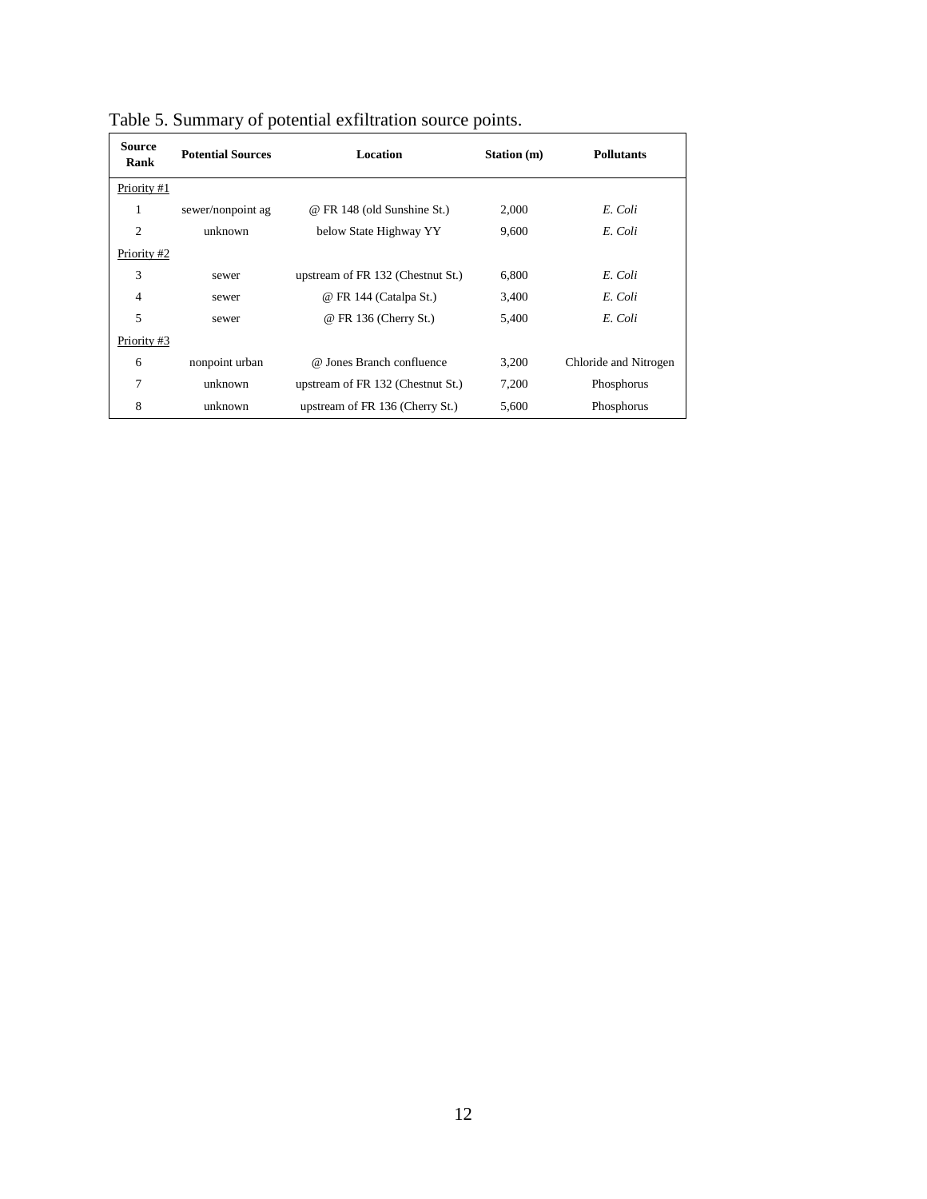Table 5. Summary of potential exfiltration source points.

| Source Rank | Potential Sources | Location | Station (m) | Pollutants |
|---|---|---|---|---|
| Priority #1 | | | | |
| 1 | sewer/nonpoint ag | @ FR 148 (old Sunshine St.) | 2,000 | *E. Coli* |
| 2 | unknown | below State Highway YY | 9,600 | *E. Coli* |
| Priority #2 | | | | |
| 3 | sewer | upstream of FR 132 (Chestnut St.) | 6,800 | *E. Coli* |
| 4 | sewer | @ FR 144 (Catalpa St.) | 3,400 | *E. Coli* |
| 5 | sewer | @ FR 136 (Cherry St.) | 5,400 | *E. Coli* |
| Priority #3 | | | | |
| 6 | nonpoint urban | @ Jones Branch confluence | 3,200 | Chloride and Nitrogen |
| 7 | unknown | upstream of FR 132 (Chestnut St.) | 7,200 | Phosphorus |
| 8 | unknown | upstream of FR 136 (Cherry St.) | 5,600 | Phosphorus |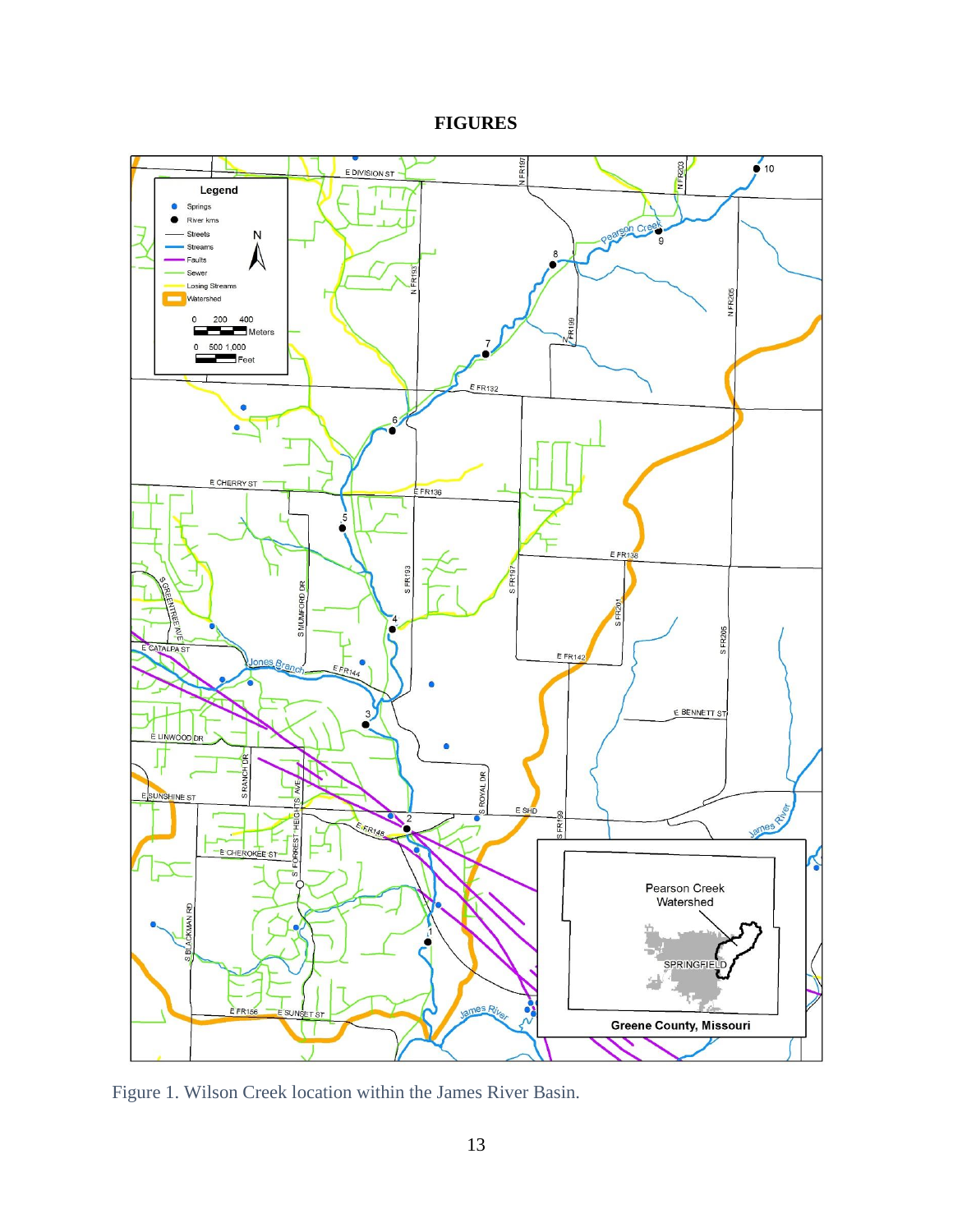# FIGURES

Figure 1. Wilson Creek location within the James River Basin.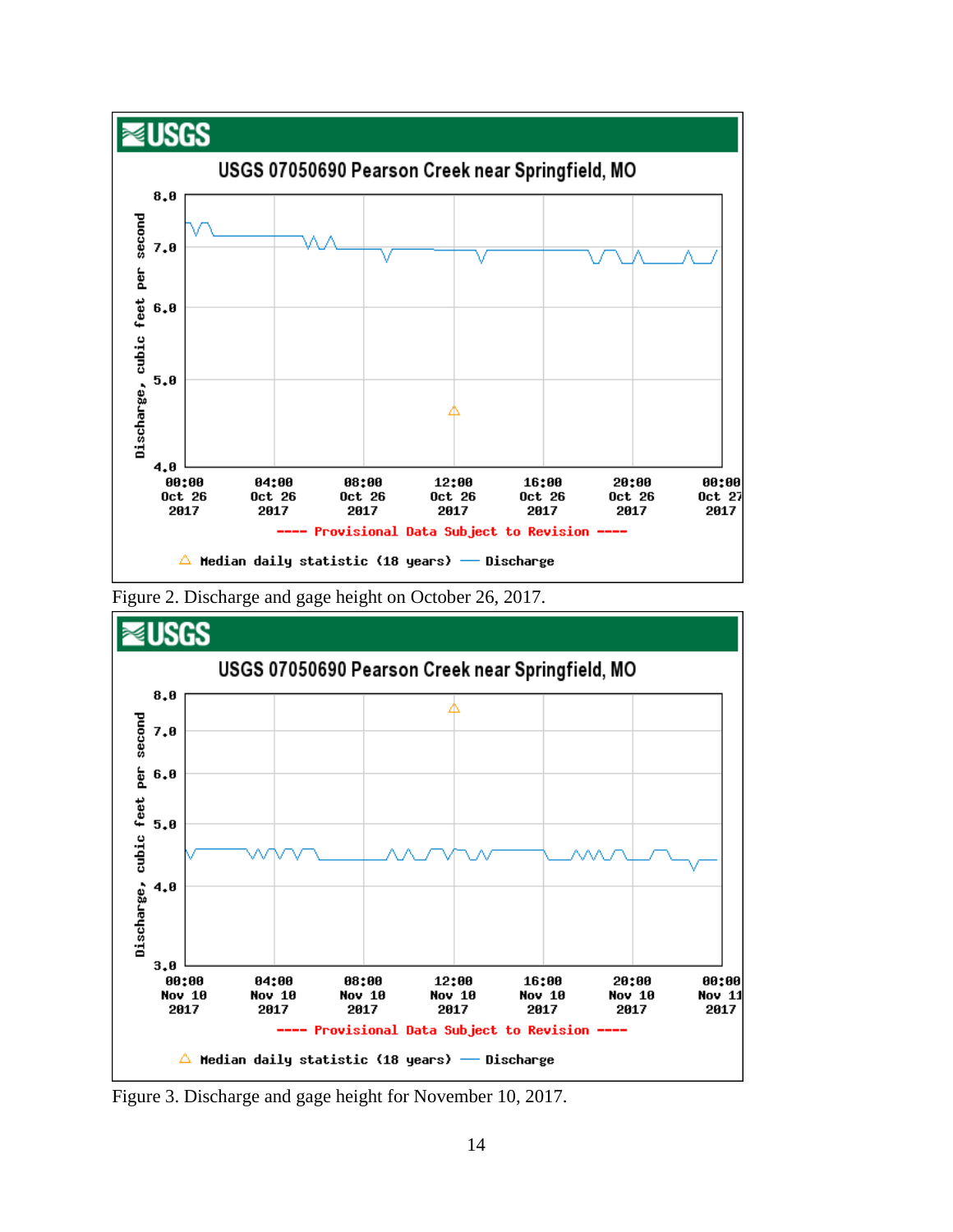Figure 2. Discharge and gage height on October 26, 2017.

Figure 3. Discharge and gage height for November 10, 2017.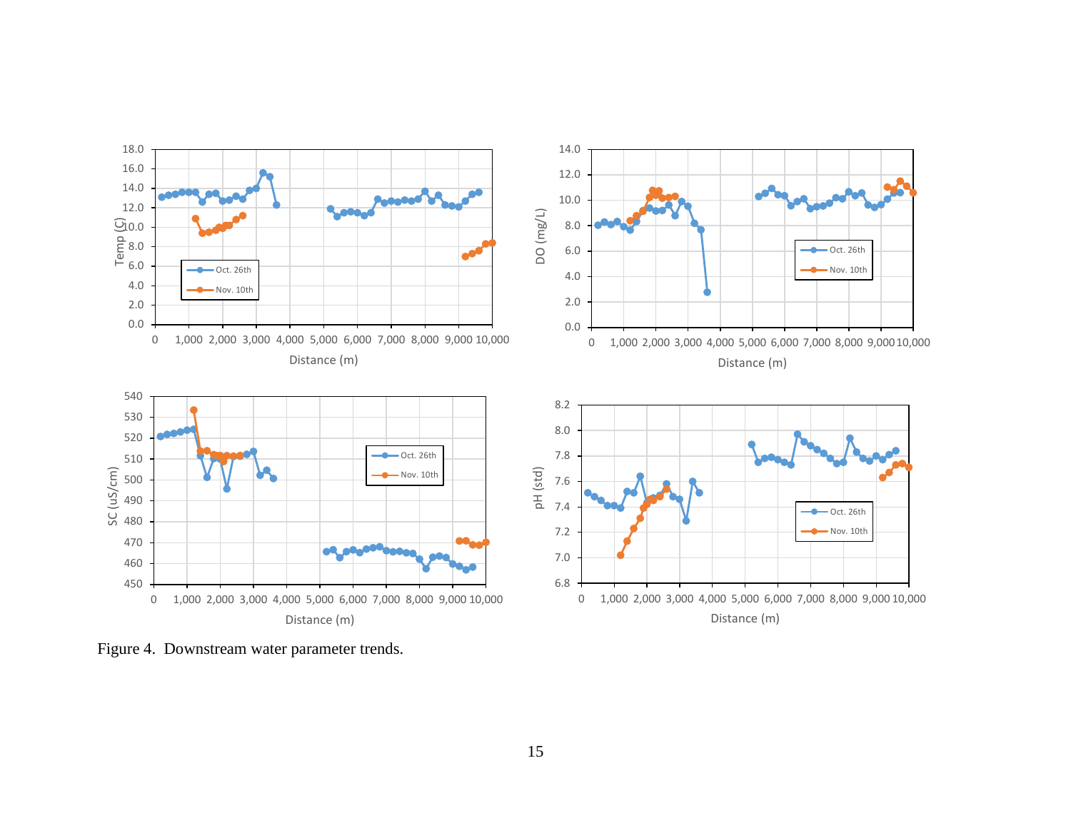Figure 4. Downstream water parameter trends.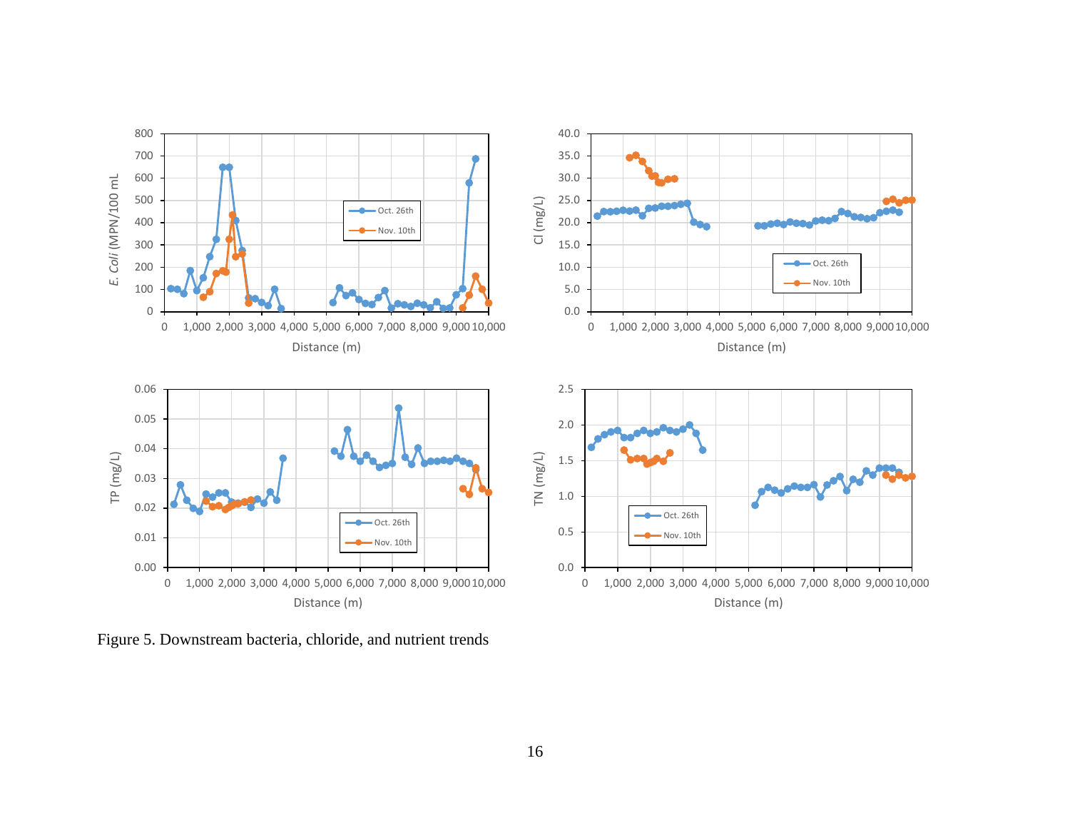Figure 5. Downstream bacteria, chloride, and nutrient trends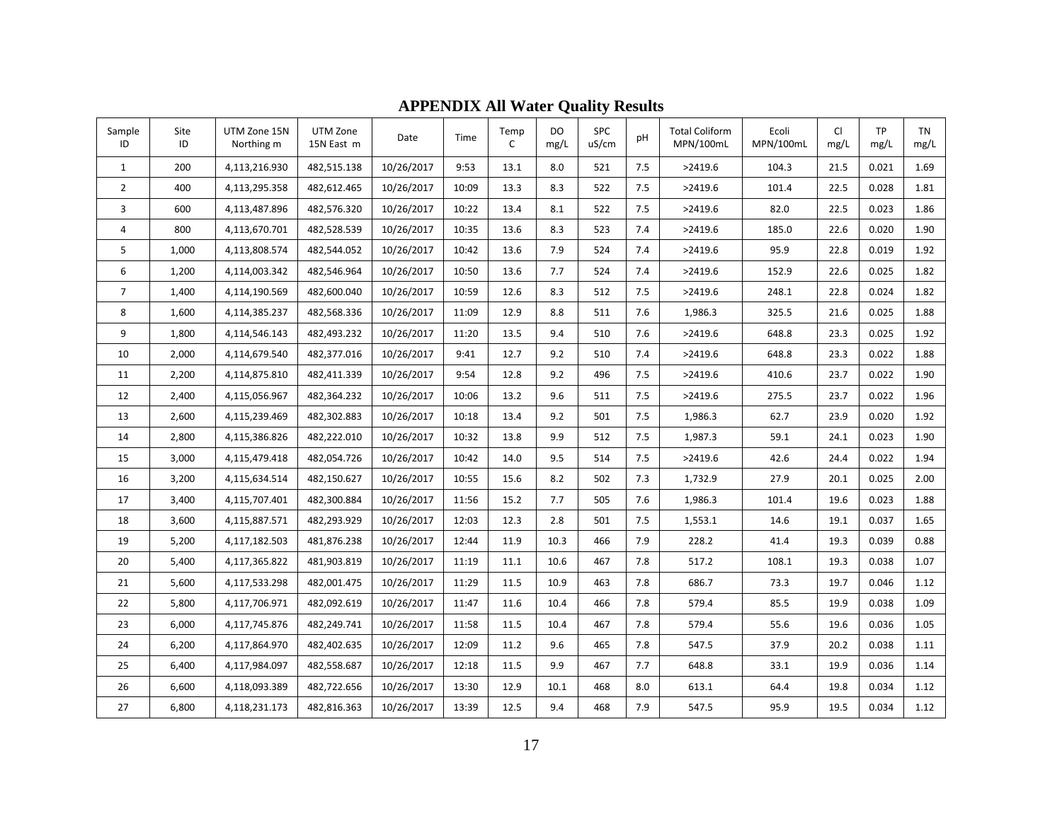## APPENDIX All Water Quality Results

| Sample ID | Site ID | UTM Zone 15N Northing m | UTM Zone 15N East m | Date | Time | Temp C | DO mg/L | SPC uS/cm | pH | Total Coliform MPN/100mL | Ecoli MPN/100mL | Cl mg/L | TP mg/L | TN mg/L |
|---|---|---|---|---|---|---|---|---|---|---|---|---|---|---|
| 1 | 200 | 4,113,216.930 | 482,515.138 | 10/26/2017 | 9:53 | 13.1 | 8.0 | 521 | 7.5 | >2419.6 | 104.3 | 21.5 | 0.021 | 1.69 |
| 2 | 400 | 4,113,295.358 | 482,612.465 | 10/26/2017 | 10:09 | 13.3 | 8.3 | 522 | 7.5 | >2419.6 | 101.4 | 22.5 | 0.028 | 1.81 |
| 3 | 600 | 4,113,487.896 | 482,576.320 | 10/26/2017 | 10:22 | 13.4 | 8.1 | 522 | 7.5 | >2419.6 | 82.0 | 22.5 | 0.023 | 1.86 |
| 4 | 800 | 4,113,670.701 | 482,528.539 | 10/26/2017 | 10:35 | 13.6 | 8.3 | 523 | 7.4 | >2419.6 | 185.0 | 22.6 | 0.020 | 1.90 |
| 5 | 1,000 | 4,113,808.574 | 482,544.052 | 10/26/2017 | 10:42 | 13.6 | 7.9 | 524 | 7.4 | >2419.6 | 95.9 | 22.8 | 0.019 | 1.92 |
| 6 | 1,200 | 4,114,003.342 | 482,546.964 | 10/26/2017 | 10:50 | 13.6 | 7.7 | 524 | 7.4 | >2419.6 | 152.9 | 22.6 | 0.025 | 1.82 |
| 7 | 1,400 | 4,114,190.569 | 482,600.040 | 10/26/2017 | 10:59 | 12.6 | 8.3 | 512 | 7.5 | >2419.6 | 248.1 | 22.8 | 0.024 | 1.82 |
| 8 | 1,600 | 4,114,385.237 | 482,568.336 | 10/26/2017 | 11:09 | 12.9 | 8.8 | 511 | 7.6 | 1,986.3 | 325.5 | 21.6 | 0.025 | 1.88 |
| 9 | 1,800 | 4,114,546.143 | 482,493.232 | 10/26/2017 | 11:20 | 13.5 | 9.4 | 510 | 7.6 | >2419.6 | 648.8 | 23.3 | 0.025 | 1.92 |
| 10 | 2,000 | 4,114,679.540 | 482,377.016 | 10/26/2017 | 9:41 | 12.7 | 9.2 | 510 | 7.4 | >2419.6 | 648.8 | 23.3 | 0.022 | 1.88 |
| 11 | 2,200 | 4,114,875.810 | 482,411.339 | 10/26/2017 | 9:54 | 12.8 | 9.2 | 496 | 7.5 | >2419.6 | 410.6 | 23.7 | 0.022 | 1.90 |
| 12 | 2,400 | 4,115,056.967 | 482,364.232 | 10/26/2017 | 10:06 | 13.2 | 9.6 | 511 | 7.5 | >2419.6 | 275.5 | 23.7 | 0.022 | 1.96 |
| 13 | 2,600 | 4,115,239.469 | 482,302.883 | 10/26/2017 | 10:18 | 13.4 | 9.2 | 501 | 7.5 | 1,986.3 | 62.7 | 23.9 | 0.020 | 1.92 |
| 14 | 2,800 | 4,115,386.826 | 482,222.010 | 10/26/2017 | 10:32 | 13.8 | 9.9 | 512 | 7.5 | 1,987.3 | 59.1 | 24.1 | 0.023 | 1.90 |
| 15 | 3,000 | 4,115,479.418 | 482,054.726 | 10/26/2017 | 10:42 | 14.0 | 9.5 | 514 | 7.5 | >2419.6 | 42.6 | 24.4 | 0.022 | 1.94 |
| 16 | 3,200 | 4,115,634.514 | 482,150.627 | 10/26/2017 | 10:55 | 15.6 | 8.2 | 502 | 7.3 | 1,732.9 | 27.9 | 20.1 | 0.025 | 2.00 |
| 17 | 3,400 | 4,115,707.401 | 482,300.884 | 10/26/2017 | 11:56 | 15.2 | 7.7 | 505 | 7.6 | 1,986.3 | 101.4 | 19.6 | 0.023 | 1.88 |
| 18 | 3,600 | 4,115,887.571 | 482,293.929 | 10/26/2017 | 12:03 | 12.3 | 2.8 | 501 | 7.5 | 1,553.1 | 14.6 | 19.1 | 0.037 | 1.65 |
| 19 | 5,200 | 4,117,182.503 | 481,876.238 | 10/26/2017 | 12:44 | 11.9 | 10.3 | 466 | 7.9 | 228.2 | 41.4 | 19.3 | 0.039 | 0.88 |
| 20 | 5,400 | 4,117,365.822 | 481,903.819 | 10/26/2017 | 11:19 | 11.1 | 10.6 | 467 | 7.8 | 517.2 | 108.1 | 19.3 | 0.038 | 1.07 |
| 21 | 5,600 | 4,117,533.298 | 482,001.475 | 10/26/2017 | 11:29 | 11.5 | 10.9 | 463 | 7.8 | 686.7 | 73.3 | 19.7 | 0.046 | 1.12 |
| 22 | 5,800 | 4,117,706.971 | 482,092.619 | 10/26/2017 | 11:47 | 11.6 | 10.4 | 466 | 7.8 | 579.4 | 85.5 | 19.9 | 0.038 | 1.09 |
| 23 | 6,000 | 4,117,745.876 | 482,249.741 | 10/26/2017 | 11:58 | 11.5 | 10.4 | 467 | 7.8 | 579.4 | 55.6 | 19.6 | 0.036 | 1.05 |
| 24 | 6,200 | 4,117,864.970 | 482,402.635 | 10/26/2017 | 12:09 | 11.2 | 9.6 | 465 | 7.8 | 547.5 | 37.9 | 20.2 | 0.038 | 1.11 |
| 25 | 6,400 | 4,117,984.097 | 482,558.687 | 10/26/2017 | 12:18 | 11.5 | 9.9 | 467 | 7.7 | 648.8 | 33.1 | 19.9 | 0.036 | 1.14 |
| 26 | 6,600 | 4,118,093.389 | 482,722.656 | 10/26/2017 | 13:30 | 12.9 | 10.1 | 468 | 8.0 | 613.1 | 64.4 | 19.8 | 0.034 | 1.12 |
| 27 | 6,800 | 4,118,231.173 | 482,816.363 | 10/26/2017 | 13:39 | 12.5 | 9.4 | 468 | 7.9 | 547.5 | 95.9 | 19.5 | 0.034 | 1.12 |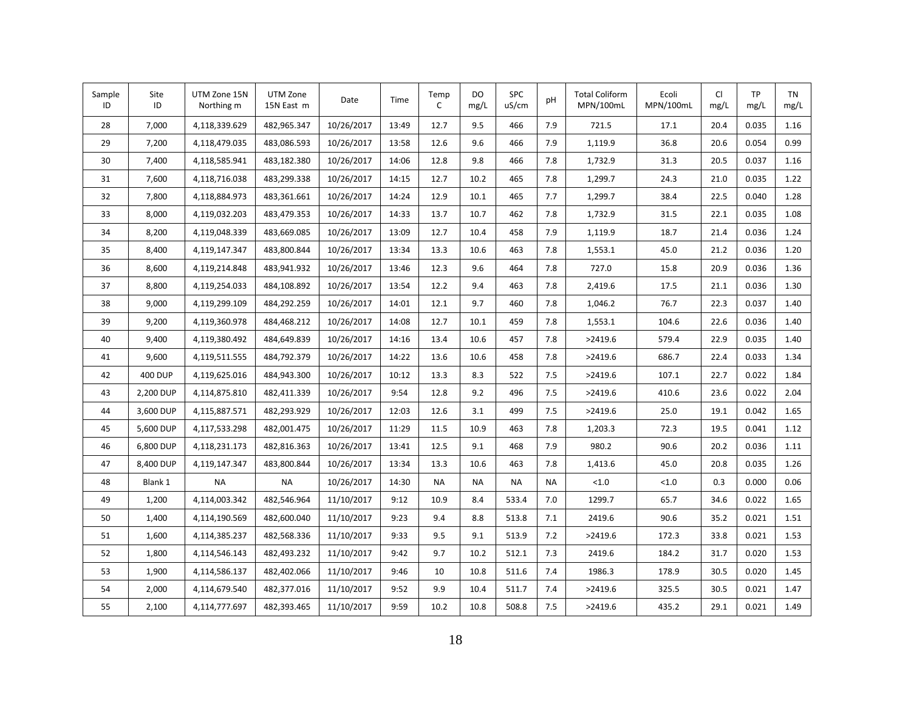| Sample ID | Site ID | UTM Zone 15N Northing m | UTM Zone 15N East m | Date | Time | Temp C | DO mg/L | SPC uS/cm | pH | Total Coliform MPN/100mL | Ecoli MPN/100mL | Cl mg/L | TP mg/L | TN mg/L |
|---|---|---|---|---|---|---|---|---|---|---|---|---|---|---|
| 28 | 7,000 | 4,118,339.629 | 482,965.347 | 10/26/2017 | 13:49 | 12.7 | 9.5 | 466 | 7.9 | 721.5 | 17.1 | 20.4 | 0.035 | 1.16 |
| 29 | 7,200 | 4,118,479.035 | 483,086.593 | 10/26/2017 | 13:58 | 12.6 | 9.6 | 466 | 7.9 | 1,119.9 | 36.8 | 20.6 | 0.054 | 0.99 |
| 30 | 7,400 | 4,118,585.941 | 483,182.380 | 10/26/2017 | 14:06 | 12.8 | 9.8 | 466 | 7.8 | 1,732.9 | 31.3 | 20.5 | 0.037 | 1.16 |
| 31 | 7,600 | 4,118,716.038 | 483,299.338 | 10/26/2017 | 14:15 | 12.7 | 10.2 | 465 | 7.8 | 1,299.7 | 24.3 | 21.0 | 0.035 | 1.22 |
| 32 | 7,800 | 4,118,884.973 | 483,361.661 | 10/26/2017 | 14:24 | 12.9 | 10.1 | 465 | 7.7 | 1,299.7 | 38.4 | 22.5 | 0.040 | 1.28 |
| 33 | 8,000 | 4,119,032.203 | 483,479.353 | 10/26/2017 | 14:33 | 13.7 | 10.7 | 462 | 7.8 | 1,732.9 | 31.5 | 22.1 | 0.035 | 1.08 |
| 34 | 8,200 | 4,119,048.339 | 483,669.085 | 10/26/2017 | 13:09 | 12.7 | 10.4 | 458 | 7.9 | 1,119.9 | 18.7 | 21.4 | 0.036 | 1.24 |
| 35 | 8,400 | 4,119,147.347 | 483,800.844 | 10/26/2017 | 13:34 | 13.3 | 10.6 | 463 | 7.8 | 1,553.1 | 45.0 | 21.2 | 0.036 | 1.20 |
| 36 | 8,600 | 4,119,214.848 | 483,941.932 | 10/26/2017 | 13:46 | 12.3 | 9.6 | 464 | 7.8 | 727.0 | 15.8 | 20.9 | 0.036 | 1.36 |
| 37 | 8,800 | 4,119,254.033 | 484,108.892 | 10/26/2017 | 13:54 | 12.2 | 9.4 | 463 | 7.8 | 2,419.6 | 17.5 | 21.1 | 0.036 | 1.30 |
| 38 | 9,000 | 4,119,299.109 | 484,292.259 | 10/26/2017 | 14:01 | 12.1 | 9.7 | 460 | 7.8 | 1,046.2 | 76.7 | 22.3 | 0.037 | 1.40 |
| 39 | 9,200 | 4,119,360.978 | 484,468.212 | 10/26/2017 | 14:08 | 12.7 | 10.1 | 459 | 7.8 | 1,553.1 | 104.6 | 22.6 | 0.036 | 1.40 |
| 40 | 9,400 | 4,119,380.492 | 484,649.839 | 10/26/2017 | 14:16 | 13.4 | 10.6 | 457 | 7.8 | >2419.6 | 579.4 | 22.9 | 0.035 | 1.40 |
| 41 | 9,600 | 4,119,511.555 | 484,792.379 | 10/26/2017 | 14:22 | 13.6 | 10.6 | 458 | 7.8 | >2419.6 | 686.7 | 22.4 | 0.033 | 1.34 |
| 42 | 400 DUP | 4,119,625.016 | 484,943.300 | 10/26/2017 | 10:12 | 13.3 | 8.3 | 522 | 7.5 | >2419.6 | 107.1 | 22.7 | 0.022 | 1.84 |
| 43 | 2,200 DUP | 4,114,875.810 | 482,411.339 | 10/26/2017 | 9:54 | 12.8 | 9.2 | 496 | 7.5 | >2419.6 | 410.6 | 23.6 | 0.022 | 2.04 |
| 44 | 3,600 DUP | 4,115,887.571 | 482,293.929 | 10/26/2017 | 12:03 | 12.6 | 3.1 | 499 | 7.5 | >2419.6 | 25.0 | 19.1 | 0.042 | 1.65 |
| 45 | 5,600 DUP | 4,117,533.298 | 482,001.475 | 10/26/2017 | 11:29 | 11.5 | 10.9 | 463 | 7.8 | 1,203.3 | 72.3 | 19.5 | 0.041 | 1.12 |
| 46 | 6,800 DUP | 4,118,231.173 | 482,816.363 | 10/26/2017 | 13:41 | 12.5 | 9.1 | 468 | 7.9 | 980.2 | 90.6 | 20.2 | 0.036 | 1.11 |
| 47 | 8,400 DUP | 4,119,147.347 | 483,800.844 | 10/26/2017 | 13:34 | 13.3 | 10.6 | 463 | 7.8 | 1,413.6 | 45.0 | 20.8 | 0.035 | 1.26 |
| 48 | Blank 1 | NA | NA | 10/26/2017 | 14:30 | NA | NA | NA | NA | <1.0 | <1.0 | 0.3 | 0.000 | 0.06 |
| 49 | 1,200 | 4,114,003.342 | 482,546.964 | 11/10/2017 | 9:12 | 10.9 | 8.4 | 533.4 | 7.0 | 1299.7 | 65.7 | 34.6 | 0.022 | 1.65 |
| 50 | 1,400 | 4,114,190.569 | 482,600.040 | 11/10/2017 | 9:23 | 9.4 | 8.8 | 513.8 | 7.1 | 2419.6 | 90.6 | 35.2 | 0.021 | 1.51 |
| 51 | 1,600 | 4,114,385.237 | 482,568.336 | 11/10/2017 | 9:33 | 9.5 | 9.1 | 513.9 | 7.2 | >2419.6 | 172.3 | 33.8 | 0.021 | 1.53 |
| 52 | 1,800 | 4,114,546.143 | 482,493.232 | 11/10/2017 | 9:42 | 9.7 | 10.2 | 512.1 | 7.3 | 2419.6 | 184.2 | 31.7 | 0.020 | 1.53 |
| 53 | 1,900 | 4,114,586.137 | 482,402.066 | 11/10/2017 | 9:46 | 10 | 10.8 | 511.6 | 7.4 | 1986.3 | 178.9 | 30.5 | 0.020 | 1.45 |
| 54 | 2,000 | 4,114,679.540 | 482,377.016 | 11/10/2017 | 9:52 | 9.9 | 10.4 | 511.7 | 7.4 | >2419.6 | 325.5 | 30.5 | 0.021 | 1.47 |
| 55 | 2,100 | 4,114,777.697 | 482,393.465 | 11/10/2017 | 9:59 | 10.2 | 10.8 | 508.8 | 7.5 | >2419.6 | 435.2 | 29.1 | 0.021 | 1.49 |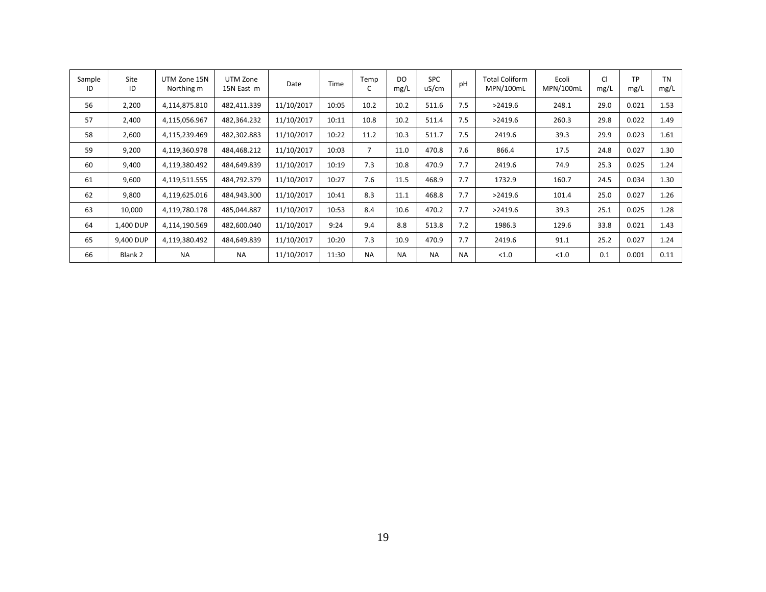| Sample ID | Site ID | UTM Zone 15N Northing m | UTM Zone 15N East m | Date | Time | Temp C | DO mg/L | SPC uS/cm | pH | Total Coliform MPN/100mL | Ecoli MPN/100mL | Cl mg/L | TP mg/L | TN mg/L |
|---|---|---|---|---|---|---|---|---|---|---|---|---|---|---|
| 56 | 2,200 | 4,114,875.810 | 482,411.339 | 11/10/2017 | 10:05 | 10.2 | 10.2 | 511.6 | 7.5 | >2419.6 | 248.1 | 29.0 | 0.021 | 1.53 |
| 57 | 2,400 | 4,115,056.967 | 482,364.232 | 11/10/2017 | 10:11 | 10.8 | 10.2 | 511.4 | 7.5 | >2419.6 | 260.3 | 29.8 | 0.022 | 1.49 |
| 58 | 2,600 | 4,115,239.469 | 482,302.883 | 11/10/2017 | 10:22 | 11.2 | 10.3 | 511.7 | 7.5 | 2419.6 | 39.3 | 29.9 | 0.023 | 1.61 |
| 59 | 9,200 | 4,119,360.978 | 484,468.212 | 11/10/2017 | 10:03 | 7 | 11.0 | 470.8 | 7.6 | 866.4 | 17.5 | 24.8 | 0.027 | 1.30 |
| 60 | 9,400 | 4,119,380.492 | 484,649.839 | 11/10/2017 | 10:19 | 7.3 | 10.8 | 470.9 | 7.7 | 2419.6 | 74.9 | 25.3 | 0.025 | 1.24 |
| 61 | 9,600 | 4,119,511.555 | 484,792.379 | 11/10/2017 | 10:27 | 7.6 | 11.5 | 468.9 | 7.7 | 1732.9 | 160.7 | 24.5 | 0.034 | 1.30 |
| 62 | 9,800 | 4,119,625.016 | 484,943.300 | 11/10/2017 | 10:41 | 8.3 | 11.1 | 468.8 | 7.7 | >2419.6 | 101.4 | 25.0 | 0.027 | 1.26 |
| 63 | 10,000 | 4,119,780.178 | 485,044.887 | 11/10/2017 | 10:53 | 8.4 | 10.6 | 470.2 | 7.7 | >2419.6 | 39.3 | 25.1 | 0.025 | 1.28 |
| 64 | 1,400 DUP | 4,114,190.569 | 482,600.040 | 11/10/2017 | 9:24 | 9.4 | 8.8 | 513.8 | 7.2 | 1986.3 | 129.6 | 33.8 | 0.021 | 1.43 |
| 65 | 9,400 DUP | 4,119,380.492 | 484,649.839 | 11/10/2017 | 10:20 | 7.3 | 10.9 | 470.9 | 7.7 | 2419.6 | 91.1 | 25.2 | 0.027 | 1.24 |
| 66 | Blank 2 | NA | NA | 11/10/2017 | 11:30 | NA | NA | NA | NA | <1.0 | <1.0 | 0.1 | 0.001 | 0.11 |